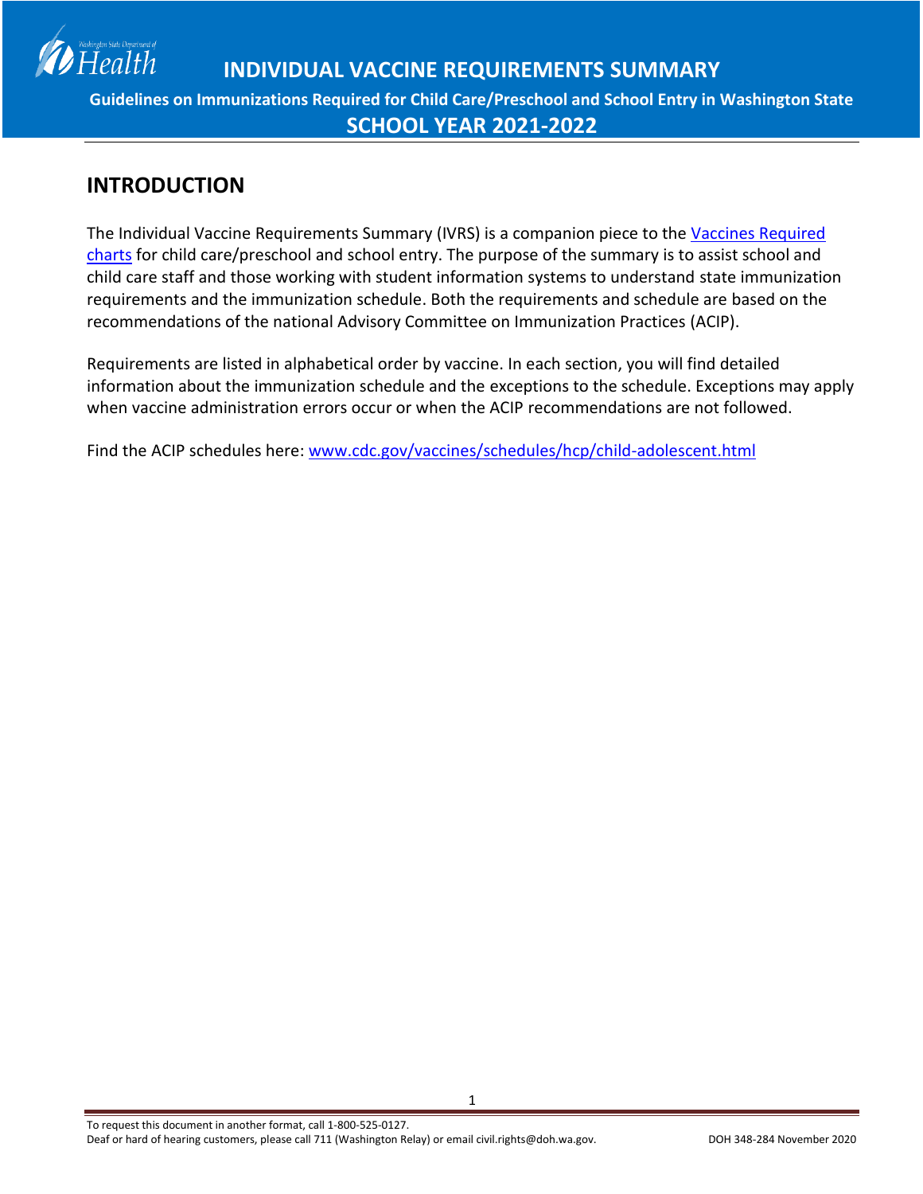# INDIVIDUAL VACCINE REQUIREMENTS SUMMARY

**Guidelines on Immunizations Required for Child Care/Preschool and School Entry in Washington State**

**SCHOOL YEAR 2021-2022**

## INTRODUCTION

The Individual Vaccine Requirements Summary (IVRS) is a companion piece to the Vaccines Required charts for child care/preschool and school entry. The purpose of the summary is to assist school and child care staff and those working with student information systems to understand state immunization requirements and the immunization schedule. Both the requirements and schedule are based on the recommendations of the national Advisory Committee on Immunization Practices (ACIP).

Requirements are listed in alphabetical order by vaccine. In each section, you will find detailed information about the immunization schedule and the exceptions to the schedule. Exceptions may apply when vaccine administration errors occur or when the ACIP recommendations are not followed.

Find the ACIP schedules here: www.cdc.gov/vaccines/schedules/hcp/child-adolescent.html

To request this document in another format, call 1-800-525-0127.
Deaf or hard of hearing customers, please call 711 (Washington Relay) or email civil.rights@doh.wa.gov.

DOH 348-284 November 2020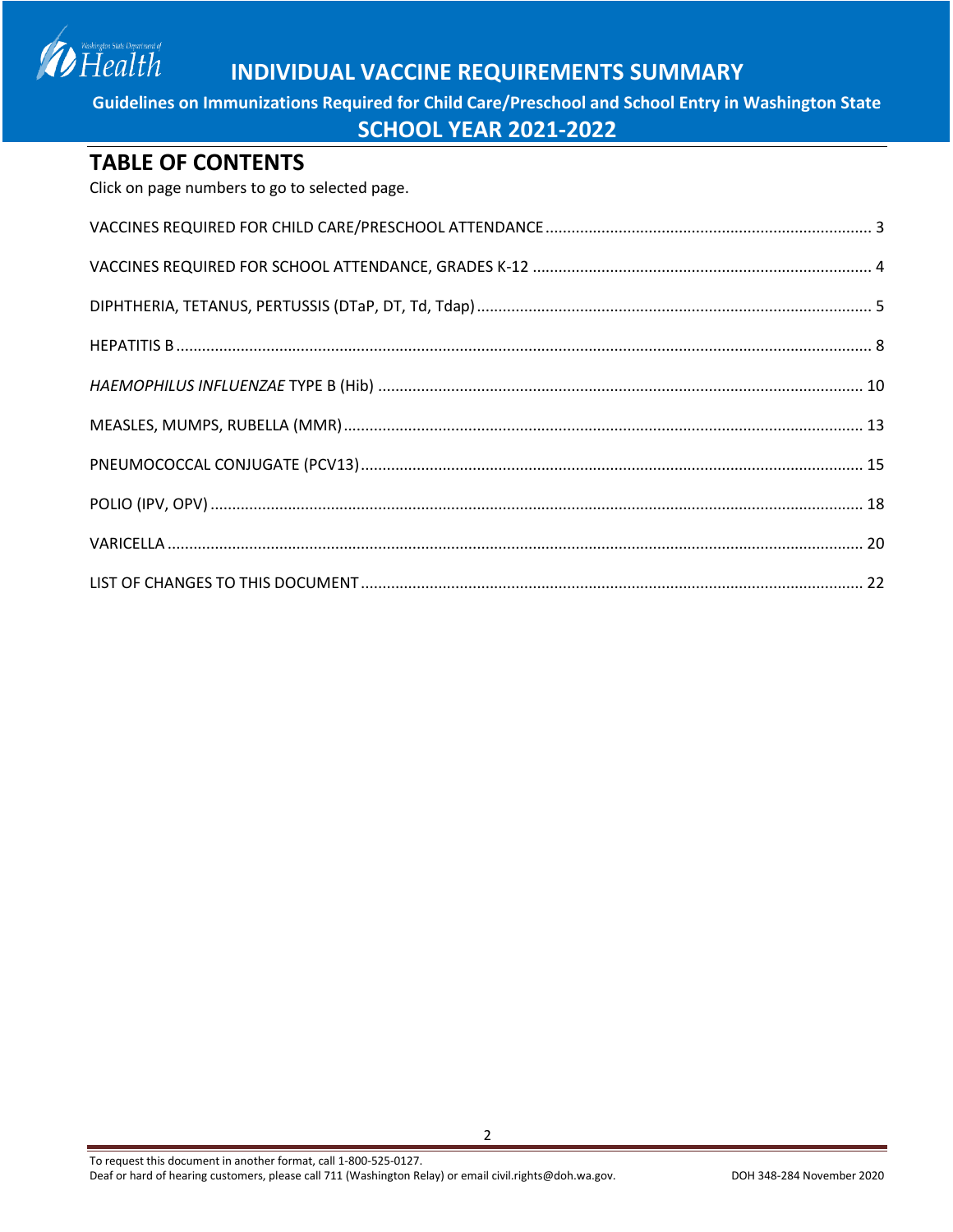# INDIVIDUAL VACCINE REQUIREMENTS SUMMARY

**Guidelines on Immunizations Required for Child Care/Preschool and School Entry in Washington State**

**SCHOOL YEAR 2021-2022**

## TABLE OF CONTENTS

Click on page numbers to go to selected page.

VACCINES REQUIRED FOR CHILD CARE/PRESCHOOL ATTENDANCE ... 3

VACCINES REQUIRED FOR SCHOOL ATTENDANCE, GRADES K-12 ... 4

DIPHTHERIA, TETANUS, PERTUSSIS (DTaP, DT, Td, Tdap) ... 5

HEPATITIS B ... 8

*HAEMOPHILUS INFLUENZAE* TYPE B (Hib) ... 10

MEASLES, MUMPS, RUBELLA (MMR) ... 13

PNEUMOCOCCAL CONJUGATE (PCV13) ... 15

POLIO (IPV, OPV) ... 18

VARICELLA ... 20

LIST OF CHANGES TO THIS DOCUMENT ... 22

To request this document in another format, call 1-800-525-0127.
Deaf or hard of hearing customers, please call 711 (Washington Relay) or email civil.rights@doh.wa.gov.

DOH 348-284 November 2020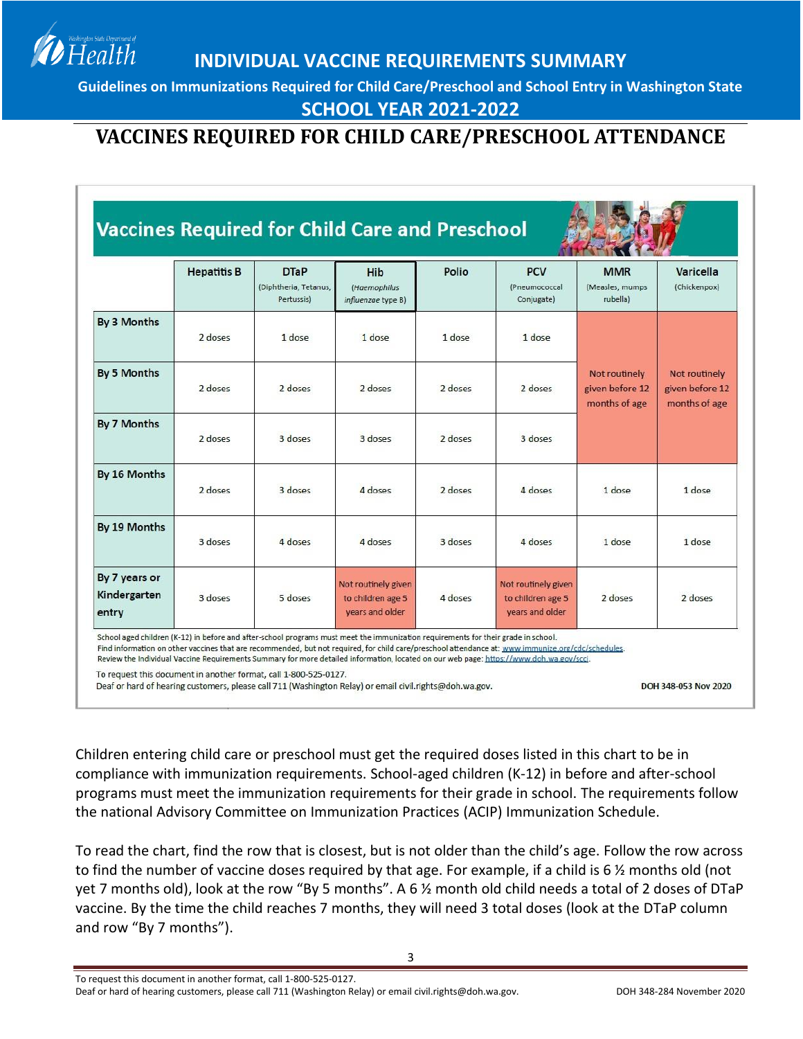# INDIVIDUAL VACCINE REQUIREMENTS SUMMARY

**Guidelines on Immunizations Required for Child Care/Preschool and School Entry in Washington State**

**SCHOOL YEAR 2021-2022**

## VACCINES REQUIRED FOR CHILD CARE/PRESCHOOL ATTENDANCE

### Vaccines Required for Child Care and Preschool

| | Hepatitis B | DTaP (Diphtheria, Tetanus, Pertussis) | Hib (*Haemophilus influenzae* type B) | Polio | PCV (Pneumococcal Conjugate) | MMR (Measles, mumps rubella) | Varicella (Chickenpox) |
|---|---|---|---|---|---|---|---|
| By 3 Months | 2 doses | 1 dose | 1 dose | 1 dose | 1 dose | Not routinely given before 12 months of age | Not routinely given before 12 months of age |
| By 5 Months | 2 doses | 2 doses | 2 doses | 2 doses | 2 doses | Not routinely given before 12 months of age | Not routinely given before 12 months of age |
| By 7 Months | 2 doses | 3 doses | 3 doses | 2 doses | 3 doses | Not routinely given before 12 months of age | Not routinely given before 12 months of age |
| By 16 Months | 2 doses | 3 doses | 4 doses | 2 doses | 4 doses | 1 dose | 1 dose |
| By 19 Months | 3 doses | 4 doses | 4 doses | 3 doses | 4 doses | 1 dose | 1 dose |
| By 7 years or Kindergarten entry | 3 doses | 5 doses | Not routinely given to children age 5 years and older | 4 doses | Not routinely given to children age 5 years and older | 2 doses | 2 doses |

School aged children (K-12) in before and after-school programs must meet the immunization requirements for their grade in school.
Find information on other vaccines that are recommended, but not required, for child care/preschool attendance at: www.immunize.org/cdc/schedules.
Review the Individual Vaccine Requirements Summary for more detailed information, located on our web page: https://www.doh.wa.gov/scci.

To request this document in another format, call 1-800-525-0127.
Deaf or hard of hearing customers, please call 711 (Washington Relay) or email civil.rights@doh.wa.gov.

DOH 348-053 Nov 2020

Children entering child care or preschool must get the required doses listed in this chart to be in compliance with immunization requirements. School-aged children (K-12) in before and after-school programs must meet the immunization requirements for their grade in school. The requirements follow the national Advisory Committee on Immunization Practices (ACIP) Immunization Schedule.

To read the chart, find the row that is closest, but is not older than the child's age. Follow the row across to find the number of vaccine doses required by that age. For example, if a child is 6 ½ months old (not yet 7 months old), look at the row "By 5 months". A 6 ½ month old child needs a total of 2 doses of DTaP vaccine. By the time the child reaches 7 months, they will need 3 total doses (look at the DTaP column and row "By 7 months").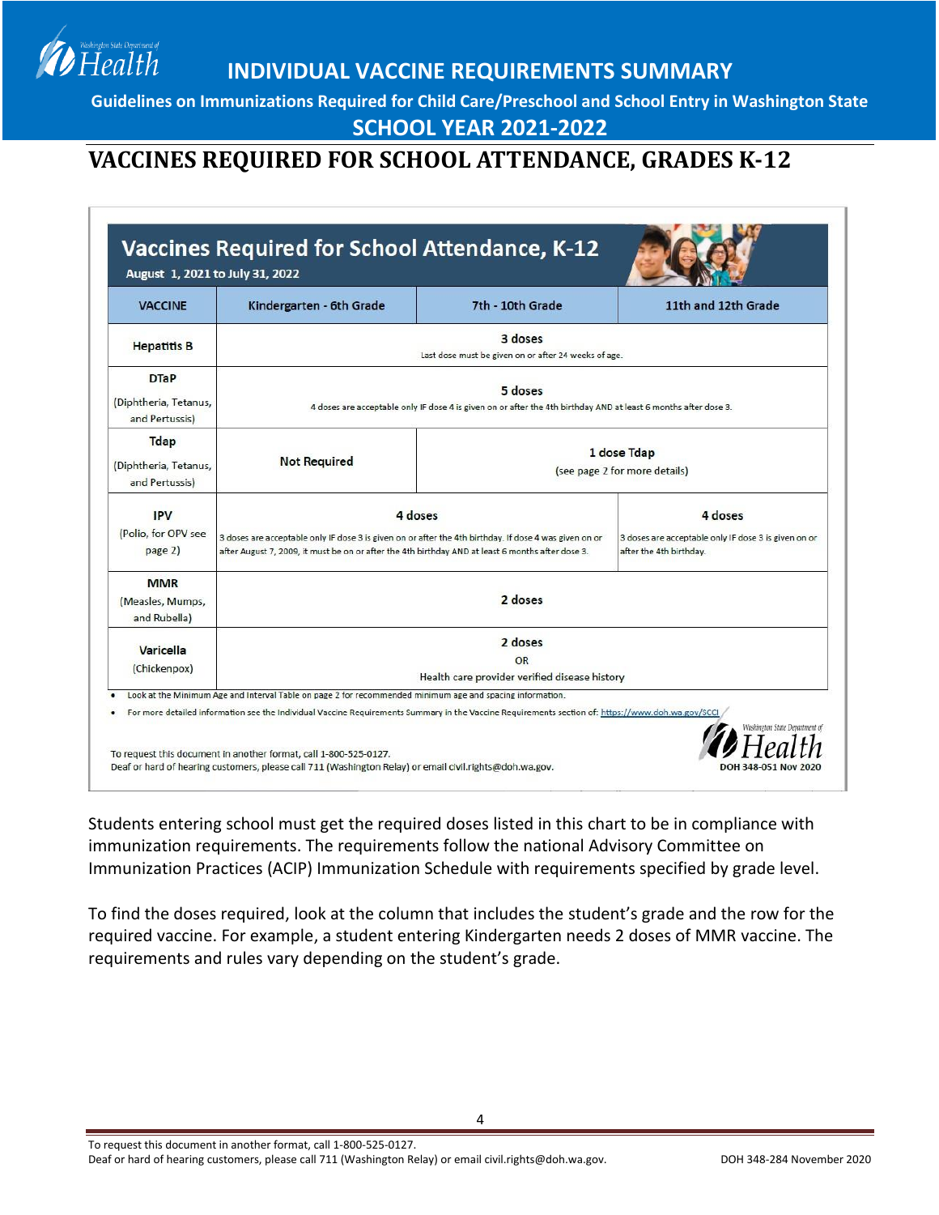# INDIVIDUAL VACCINE REQUIREMENTS SUMMARY

**Guidelines on Immunizations Required for Child Care/Preschool and School Entry in Washington State**

**SCHOOL YEAR 2021-2022**

## VACCINES REQUIRED FOR SCHOOL ATTENDANCE, GRADES K-12

### Vaccines Required for School Attendance, K-12

August 1, 2021 to July 31, 2022

| VACCINE | Kindergarten - 6th Grade | 7th - 10th Grade | 11th and 12th Grade |
|---|---|---|---|
| **Hepatitis B** | **3 doses** Last dose must be given on or after 24 weeks of age. | | |
| **DTaP** (Diphtheria, Tetanus, and Pertussis) | **5 doses** 4 doses are acceptable only IF dose 4 is given on or after the 4th birthday AND at least 6 months after dose 3. | | |
| **Tdap** (Diphtheria, Tetanus, and Pertussis) | **Not Required** | **1 dose Tdap** (see page 2 for more details) | |
| **IPV** (Polio, for OPV see page 2) | **4 doses** 3 doses are acceptable only IF dose 3 is given on or after the 4th birthday. If dose 4 was given on or after August 7, 2009, it must be on or after the 4th birthday AND at least 6 months after dose 3. | | **4 doses** 3 doses are acceptable only IF dose 3 is given on or after the 4th birthday. |
| **MMR** (Measles, Mumps, and Rubella) | **2 doses** | | |
| **Varicella** (Chickenpox) | **2 doses** OR Health care provider verified disease history | | |

- Look at the Minimum Age and Interval Table on page 2 for recommended minimum age and spacing information.
- For more detailed information see the Individual Vaccine Requirements Summary in the Vaccine Requirements section of: https://www.doh.wa.gov/SCCI

To request this document in another format, call 1-800-525-0127.
Deaf or hard of hearing customers, please call 711 (Washington Relay) or email civil.rights@doh.wa.gov.

DOH 348-051 Nov 2020

Students entering school must get the required doses listed in this chart to be in compliance with immunization requirements. The requirements follow the national Advisory Committee on Immunization Practices (ACIP) Immunization Schedule with requirements specified by grade level.

To find the doses required, look at the column that includes the student's grade and the row for the required vaccine. For example, a student entering Kindergarten needs 2 doses of MMR vaccine. The requirements and rules vary depending on the student's grade.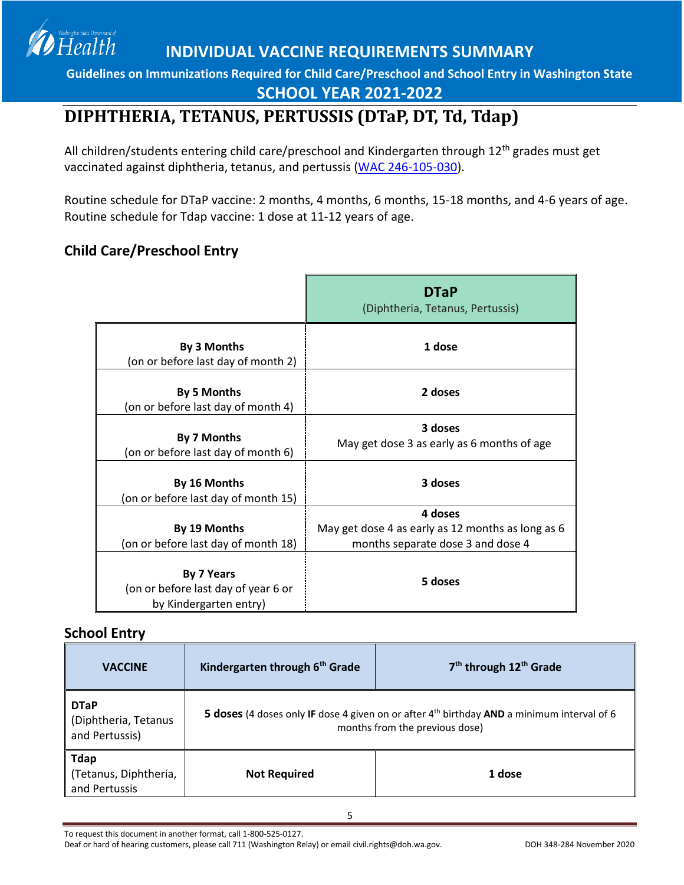# INDIVIDUAL VACCINE REQUIREMENTS SUMMARY

**Guidelines on Immunizations Required for Child Care/Preschool and School Entry in Washington State**

**SCHOOL YEAR 2021-2022**

## DIPHTHERIA, TETANUS, PERTUSSIS (DTaP, DT, Td, Tdap)

All children/students entering child care/preschool and Kindergarten through 12th grades must get vaccinated against diphtheria, tetanus, and pertussis (WAC 246-105-030).

Routine schedule for DTaP vaccine: 2 months, 4 months, 6 months, 15-18 months, and 4-6 years of age.
Routine schedule for Tdap vaccine: 1 dose at 11-12 years of age.

### Child Care/Preschool Entry

| | **DTaP** (Diphtheria, Tetanus, Pertussis) |
|---|---|
| **By 3 Months** (on or before last day of month 2) | **1 dose** |
| **By 5 Months** (on or before last day of month 4) | **2 doses** |
| **By 7 Months** (on or before last day of month 6) | **3 doses** May get dose 3 as early as 6 months of age |
| **By 16 Months** (on or before last day of month 15) | **3 doses** |
| **By 19 Months** (on or before last day of month 18) | **4 doses** May get dose 4 as early as 12 months as long as 6 months separate dose 3 and dose 4 |
| **By 7 Years** (on or before last day of year 6 or by Kindergarten entry) | **5 doses** |

### School Entry

| **VACCINE** | **Kindergarten through 6th Grade** | **7th through 12th Grade** |
|---|---|---|
| **DTaP** (Diphtheria, Tetanus and Pertussis) | **5 doses** (4 doses only **IF** dose 4 given on or after 4th birthday **AND** a minimum interval of 6 months from the previous dose) | |
| **Tdap** (Tetanus, Diphtheria, and Pertussis | **Not Required** | **1 dose** |

To request this document in another format, call 1-800-525-0127.
Deaf or hard of hearing customers, please call 711 (Washington Relay) or email civil.rights@doh.wa.gov.

DOH 348-284 November 2020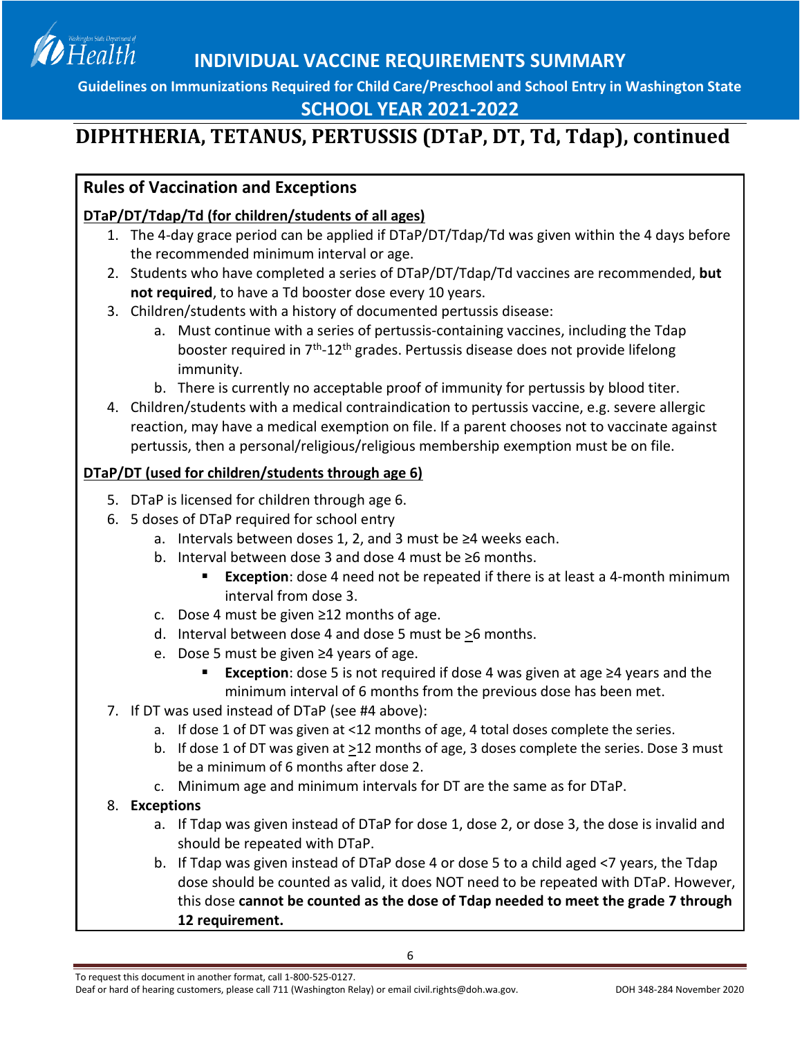# INDIVIDUAL VACCINE REQUIREMENTS SUMMARY

**Guidelines on Immunizations Required for Child Care/Preschool and School Entry in Washington State**

**SCHOOL YEAR 2021-2022**

## DIPHTHERIA, TETANUS, PERTUSSIS (DTaP, DT, Td, Tdap), continued

### Rules of Vaccination and Exceptions

**DTaP/DT/Tdap/Td (for children/students of all ages)**

1. The 4-day grace period can be applied if DTaP/DT/Tdap/Td was given within the 4 days before the recommended minimum interval or age.
2. Students who have completed a series of DTaP/DT/Tdap/Td vaccines are recommended, **but not required**, to have a Td booster dose every 10 years.
3. Children/students with a history of documented pertussis disease:
   a. Must continue with a series of pertussis-containing vaccines, including the Tdap booster required in 7th-12th grades. Pertussis disease does not provide lifelong immunity.
   b. There is currently no acceptable proof of immunity for pertussis by blood titer.
4. Children/students with a medical contraindication to pertussis vaccine, e.g. severe allergic reaction, may have a medical exemption on file. If a parent chooses not to vaccinate against pertussis, then a personal/religious/religious membership exemption must be on file.

**DTaP/DT (used for children/students through age 6)**

5. DTaP is licensed for children through age 6.
6. 5 doses of DTaP required for school entry
   a. Intervals between doses 1, 2, and 3 must be ≥4 weeks each.
   b. Interval between dose 3 and dose 4 must be ≥6 months.
      - **Exception**: dose 4 need not be repeated if there is at least a 4-month minimum interval from dose 3.
   c. Dose 4 must be given ≥12 months of age.
   d. Interval between dose 4 and dose 5 must be ≥6 months.
   e. Dose 5 must be given ≥4 years of age.
      - **Exception**: dose 5 is not required if dose 4 was given at age ≥4 years and the minimum interval of 6 months from the previous dose has been met.
7. If DT was used instead of DTaP (see #4 above):
   a. If dose 1 of DT was given at <12 months of age, 4 total doses complete the series.
   b. If dose 1 of DT was given at ≥12 months of age, 3 doses complete the series. Dose 3 must be a minimum of 6 months after dose 2.
   c. Minimum age and minimum intervals for DT are the same as for DTaP.
8. **Exceptions**
   a. If Tdap was given instead of DTaP for dose 1, dose 2, or dose 3, the dose is invalid and should be repeated with DTaP.
   b. If Tdap was given instead of DTaP dose 4 or dose 5 to a child aged <7 years, the Tdap dose should be counted as valid, it does NOT need to be repeated with DTaP. However, this dose **cannot be counted as the dose of Tdap needed to meet the grade 7 through 12 requirement.**

To request this document in another format, call 1-800-525-0127.
Deaf or hard of hearing customers, please call 711 (Washington Relay) or email civil.rights@doh.wa.gov. DOH 348-284 November 2020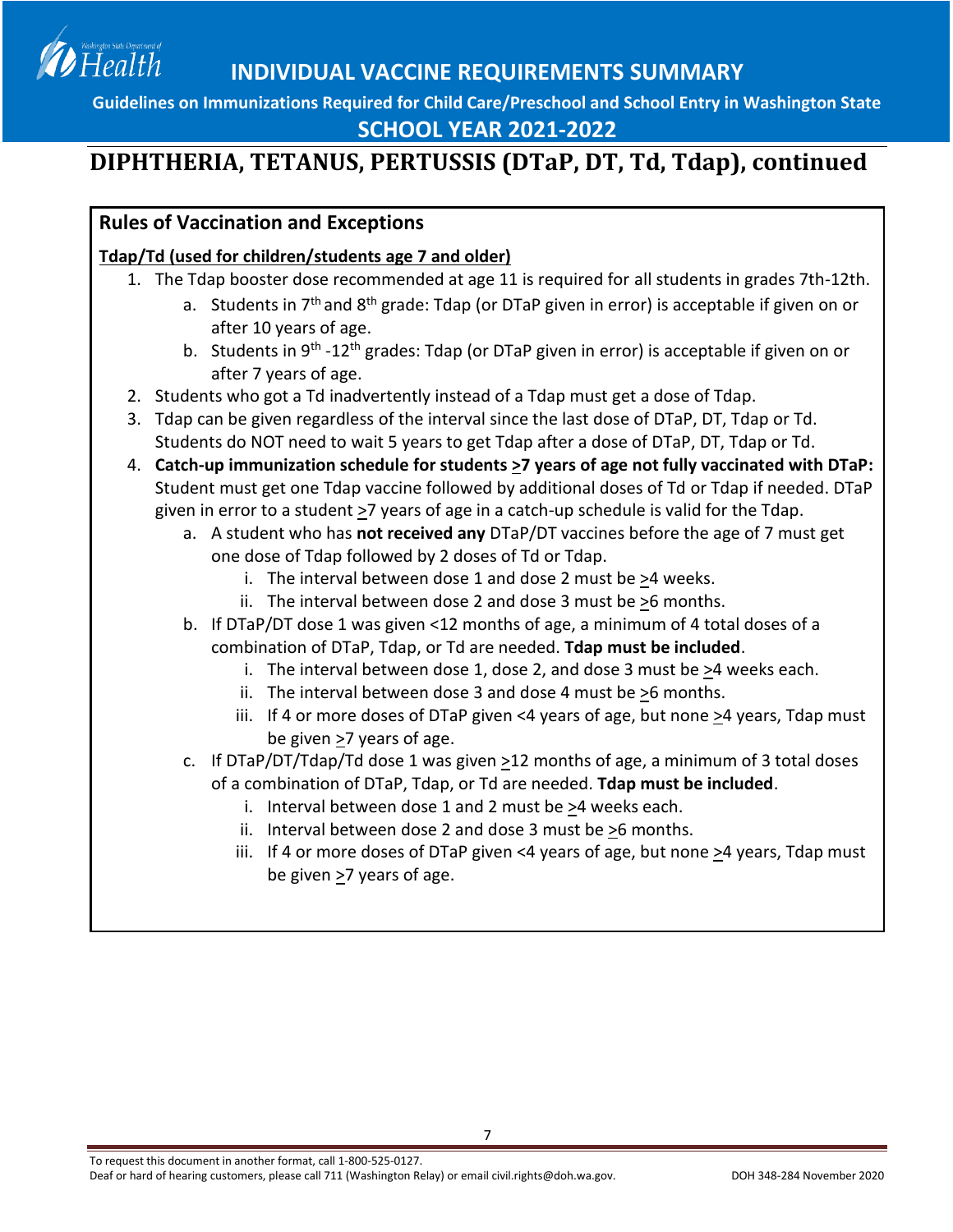# DIPHTHERIA, TETANUS, PERTUSSIS (DTaP, DT, Td, Tdap), continued

## Rules of Vaccination and Exceptions

**Tdap/Td (used for children/students age 7 and older)**

1. The Tdap booster dose recommended at age 11 is required for all students in grades 7th-12th.
   a. Students in 7th and 8th grade: Tdap (or DTaP given in error) is acceptable if given on or after 10 years of age.
   b. Students in 9th -12th grades: Tdap (or DTaP given in error) is acceptable if given on or after 7 years of age.
2. Students who got a Td inadvertently instead of a Tdap must get a dose of Tdap.
3. Tdap can be given regardless of the interval since the last dose of DTaP, DT, Tdap or Td. Students do NOT need to wait 5 years to get Tdap after a dose of DTaP, DT, Tdap or Td.
4. **Catch-up immunization schedule for students ≥7 years of age not fully vaccinated with DTaP:** Student must get one Tdap vaccine followed by additional doses of Td or Tdap if needed. DTaP given in error to a student ≥7 years of age in a catch-up schedule is valid for the Tdap.
   a. A student who has **not received any** DTaP/DT vaccines before the age of 7 must get one dose of Tdap followed by 2 doses of Td or Tdap.
      i. The interval between dose 1 and dose 2 must be ≥4 weeks.
      ii. The interval between dose 2 and dose 3 must be ≥6 months.
   b. If DTaP/DT dose 1 was given <12 months of age, a minimum of 4 total doses of a combination of DTaP, Tdap, or Td are needed. **Tdap must be included**.
      i. The interval between dose 1, dose 2, and dose 3 must be ≥4 weeks each.
      ii. The interval between dose 3 and dose 4 must be ≥6 months.
      iii. If 4 or more doses of DTaP given <4 years of age, but none ≥4 years, Tdap must be given ≥7 years of age.
   c. If DTaP/DT/Tdap/Td dose 1 was given ≥12 months of age, a minimum of 3 total doses of a combination of DTaP, Tdap, or Td are needed. **Tdap must be included**.
      i. Interval between dose 1 and 2 must be ≥4 weeks each.
      ii. Interval between dose 2 and dose 3 must be ≥6 months.
      iii. If 4 or more doses of DTaP given <4 years of age, but none ≥4 years, Tdap must be given ≥7 years of age.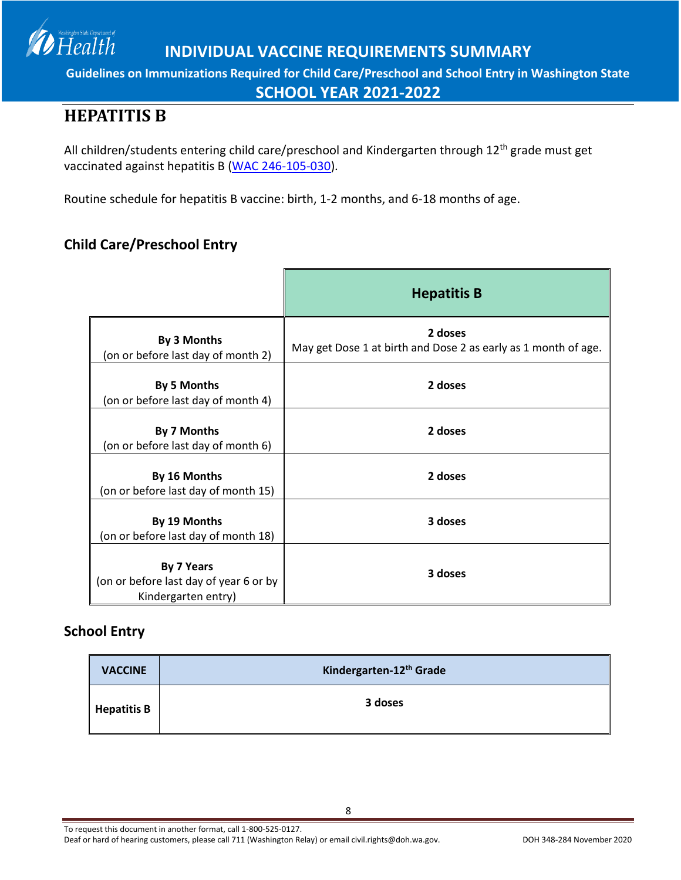# INDIVIDUAL VACCINE REQUIREMENTS SUMMARY

**Guidelines on Immunizations Required for Child Care/Preschool and School Entry in Washington State**

## SCHOOL YEAR 2021-2022

## HEPATITIS B

All children/students entering child care/preschool and Kindergarten through 12th grade must get vaccinated against hepatitis B (WAC 246-105-030).

Routine schedule for hepatitis B vaccine: birth, 1-2 months, and 6-18 months of age.

### Child Care/Preschool Entry

| | Hepatitis B |
|---|---|
| **By 3 Months** (on or before last day of month 2) | **2 doses** May get Dose 1 at birth and Dose 2 as early as 1 month of age. |
| **By 5 Months** (on or before last day of month 4) | **2 doses** |
| **By 7 Months** (on or before last day of month 6) | **2 doses** |
| **By 16 Months** (on or before last day of month 15) | **2 doses** |
| **By 19 Months** (on or before last day of month 18) | **3 doses** |
| **By 7 Years** (on or before last day of year 6 or by Kindergarten entry) | **3 doses** |

### School Entry

| VACCINE | Kindergarten-12th Grade |
|---|---|
| **Hepatitis B** | **3 doses** |

To request this document in another format, call 1-800-525-0127.
Deaf or hard of hearing customers, please call 711 (Washington Relay) or email civil.rights@doh.wa.gov.

DOH 348-284 November 2020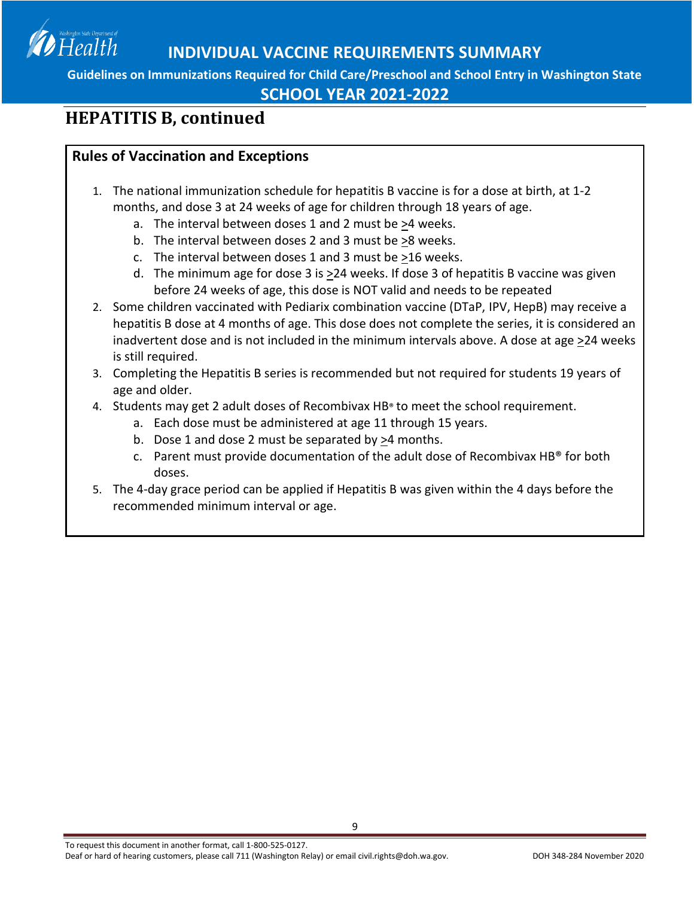# INDIVIDUAL VACCINE REQUIREMENTS SUMMARY

**Guidelines on Immunizations Required for Child Care/Preschool and School Entry in Washington State**

**SCHOOL YEAR 2021-2022**

## HEPATITIS B, continued

### Rules of Vaccination and Exceptions

1. The national immunization schedule for hepatitis B vaccine is for a dose at birth, at 1-2 months, and dose 3 at 24 weeks of age for children through 18 years of age.
   a. The interval between doses 1 and 2 must be ≥4 weeks.
   b. The interval between doses 2 and 3 must be ≥8 weeks.
   c. The interval between doses 1 and 3 must be ≥16 weeks.
   d. The minimum age for dose 3 is ≥24 weeks. If dose 3 of hepatitis B vaccine was given before 24 weeks of age, this dose is NOT valid and needs to be repeated
2. Some children vaccinated with Pediarix combination vaccine (DTaP, IPV, HepB) may receive a hepatitis B dose at 4 months of age. This dose does not complete the series, it is considered an inadvertent dose and is not included in the minimum intervals above. A dose at age ≥24 weeks is still required.
3. Completing the Hepatitis B series is recommended but not required for students 19 years of age and older.
4. Students may get 2 adult doses of Recombivax HB® to meet the school requirement.
   a. Each dose must be administered at age 11 through 15 years.
   b. Dose 1 and dose 2 must be separated by ≥4 months.
   c. Parent must provide documentation of the adult dose of Recombivax HB® for both doses.
5. The 4-day grace period can be applied if Hepatitis B was given within the 4 days before the recommended minimum interval or age.

To request this document in another format, call 1-800-525-0127.
Deaf or hard of hearing customers, please call 711 (Washington Relay) or email civil.rights@doh.wa.gov.

DOH 348-284 November 2020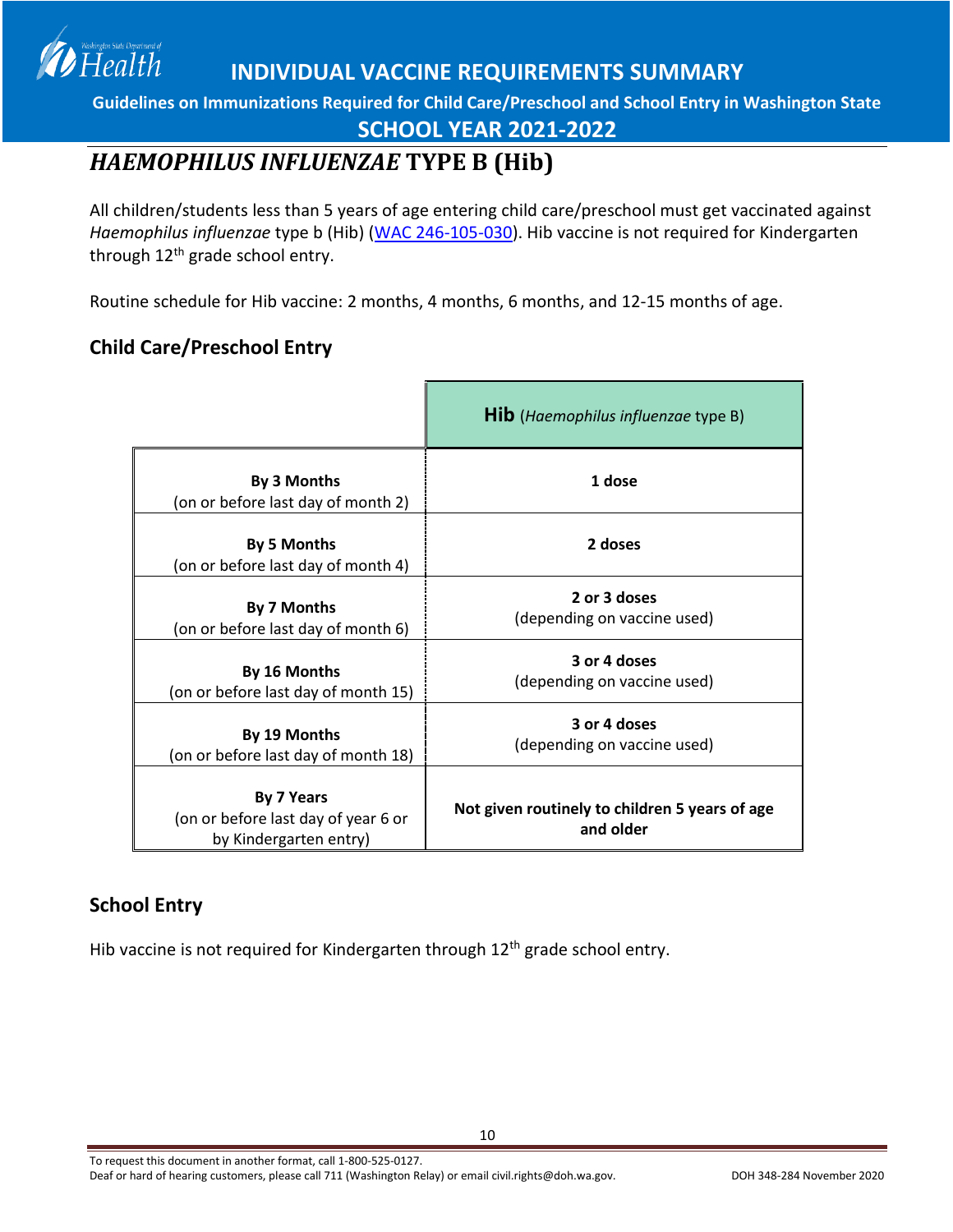# INDIVIDUAL VACCINE REQUIREMENTS SUMMARY

**Guidelines on Immunizations Required for Child Care/Preschool and School Entry in Washington State**

**SCHOOL YEAR 2021-2022**

## *HAEMOPHILUS INFLUENZAE* TYPE B (Hib)

All children/students less than 5 years of age entering child care/preschool must get vaccinated against *Haemophilus influenzae* type b (Hib) (WAC 246-105-030). Hib vaccine is not required for Kindergarten through 12th grade school entry.

Routine schedule for Hib vaccine: 2 months, 4 months, 6 months, and 12-15 months of age.

### Child Care/Preschool Entry

| | **Hib** (*Haemophilus influenzae* type B) |
|---|---|
| **By 3 Months** (on or before last day of month 2) | **1 dose** |
| **By 5 Months** (on or before last day of month 4) | **2 doses** |
| **By 7 Months** (on or before last day of month 6) | **2 or 3 doses** (depending on vaccine used) |
| **By 16 Months** (on or before last day of month 15) | **3 or 4 doses** (depending on vaccine used) |
| **By 19 Months** (on or before last day of month 18) | **3 or 4 doses** (depending on vaccine used) |
| **By 7 Years** (on or before last day of year 6 or by Kindergarten entry) | **Not given routinely to children 5 years of age and older** |

### School Entry

Hib vaccine is not required for Kindergarten through 12th grade school entry.

To request this document in another format, call 1-800-525-0127.
Deaf or hard of hearing customers, please call 711 (Washington Relay) or email civil.rights@doh.wa.gov. DOH 348-284 November 2020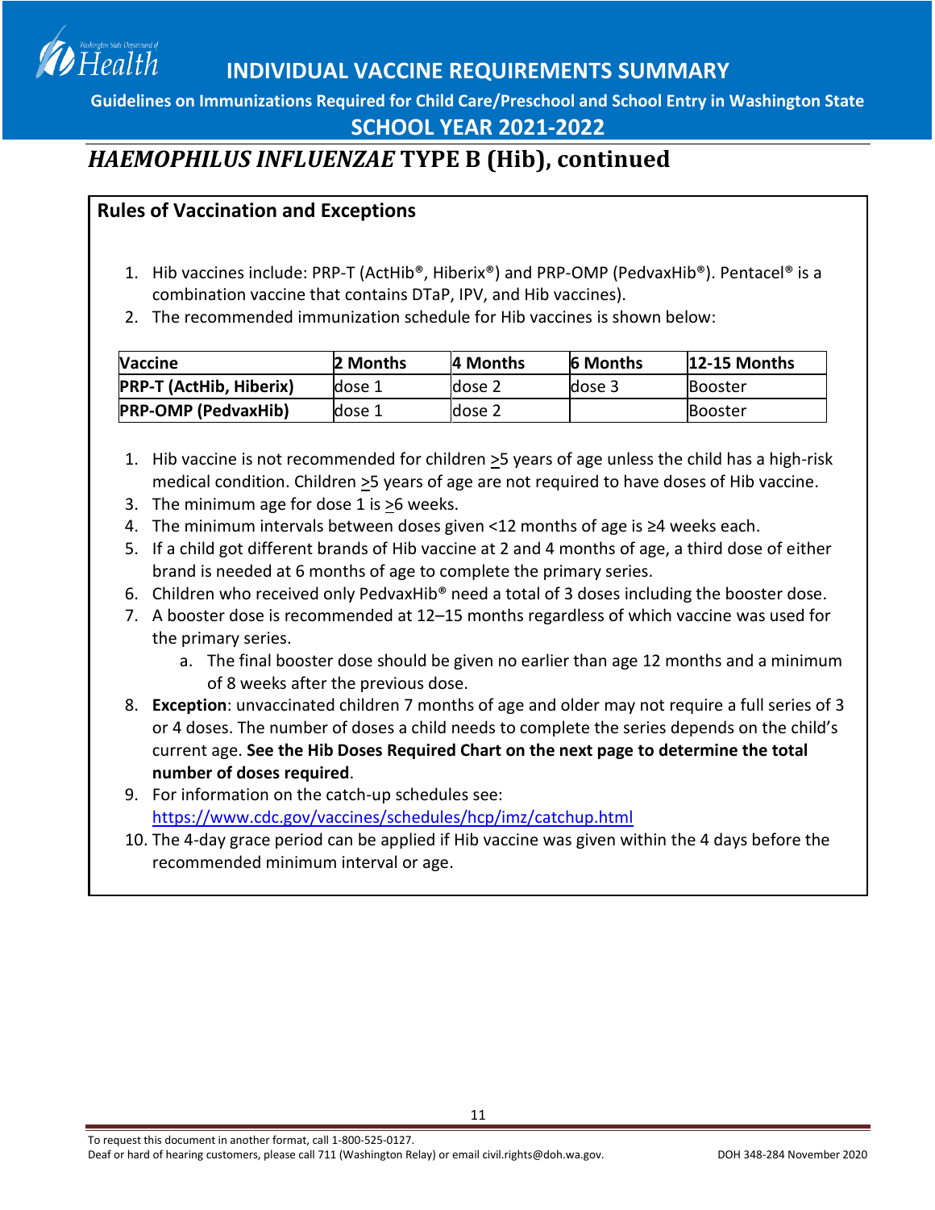# INDIVIDUAL VACCINE REQUIREMENTS SUMMARY

**Guidelines on Immunizations Required for Child Care/Preschool and School Entry in Washington State**

**SCHOOL YEAR 2021-2022**

## *HAEMOPHILUS INFLUENZAE* TYPE B (Hib), continued

### Rules of Vaccination and Exceptions

1. Hib vaccines include: PRP-T (ActHib®, Hiberix®) and PRP-OMP (PedvaxHib®). Pentacel® is a combination vaccine that contains DTaP, IPV, and Hib vaccines).
2. The recommended immunization schedule for Hib vaccines is shown below:

| Vaccine | 2 Months | 4 Months | 6 Months | 12-15 Months |
|---|---|---|---|---|
| **PRP-T (ActHib, Hiberix)** | dose 1 | dose 2 | dose 3 | Booster |
| **PRP-OMP (PedvaxHib)** | dose 1 | dose 2 | | Booster |

1. Hib vaccine is not recommended for children ≥5 years of age unless the child has a high-risk medical condition. Children ≥5 years of age are not required to have doses of Hib vaccine.
3. The minimum age for dose 1 is ≥6 weeks.
4. The minimum intervals between doses given <12 months of age is ≥4 weeks each.
5. If a child got different brands of Hib vaccine at 2 and 4 months of age, a third dose of either brand is needed at 6 months of age to complete the primary series.
6. Children who received only PedvaxHib® need a total of 3 doses including the booster dose.
7. A booster dose is recommended at 12–15 months regardless of which vaccine was used for the primary series.
   a. The final booster dose should be given no earlier than age 12 months and a minimum of 8 weeks after the previous dose.
8. **Exception**: unvaccinated children 7 months of age and older may not require a full series of 3 or 4 doses. The number of doses a child needs to complete the series depends on the child's current age. **See the Hib Doses Required Chart on the next page to determine the total number of doses required**.
9. For information on the catch-up schedules see: https://www.cdc.gov/vaccines/schedules/hcp/imz/catchup.html
10. The 4-day grace period can be applied if Hib vaccine was given within the 4 days before the recommended minimum interval or age.

To request this document in another format, call 1-800-525-0127.
Deaf or hard of hearing customers, please call 711 (Washington Relay) or email civil.rights@doh.wa.gov.
DOH 348-284 November 2020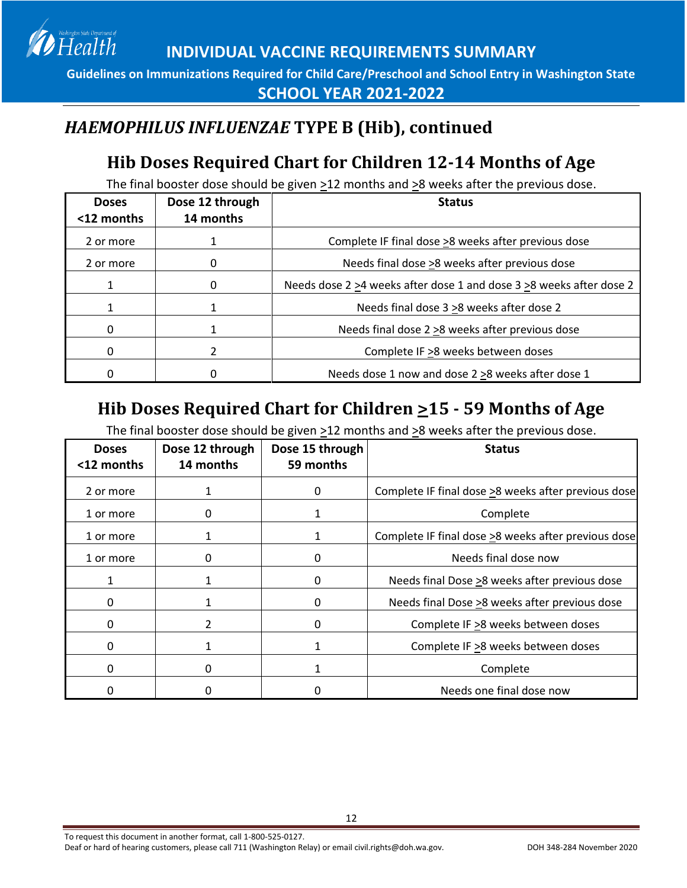## *HAEMOPHILUS INFLUENZAE* TYPE B (Hib), continued

### Hib Doses Required Chart for Children 12-14 Months of Age

The final booster dose should be given ≥12 months and ≥8 weeks after the previous dose.

| Doses <12 months | Dose 12 through 14 months | Status |
|---|---|---|
| 2 or more | 1 | Complete IF final dose ≥8 weeks after previous dose |
| 2 or more | 0 | Needs final dose ≥8 weeks after previous dose |
| 1 | 0 | Needs dose 2 ≥4 weeks after dose 1 and dose 3 ≥8 weeks after dose 2 |
| 1 | 1 | Needs final dose 3 ≥8 weeks after dose 2 |
| 0 | 1 | Needs final dose 2 ≥8 weeks after previous dose |
| 0 | 2 | Complete IF ≥8 weeks between doses |
| 0 | 0 | Needs dose 1 now and dose 2 ≥8 weeks after dose 1 |

### Hib Doses Required Chart for Children ≥15 - 59 Months of Age

The final booster dose should be given ≥12 months and ≥8 weeks after the previous dose.

| Doses <12 months | Dose 12 through 14 months | Dose 15 through 59 months | Status |
|---|---|---|---|
| 2 or more | 1 | 0 | Complete IF final dose ≥8 weeks after previous dose |
| 1 or more | 0 | 1 | Complete |
| 1 or more | 1 | 1 | Complete IF final dose ≥8 weeks after previous dose |
| 1 or more | 0 | 0 | Needs final dose now |
| 1 | 1 | 0 | Needs final Dose ≥8 weeks after previous dose |
| 0 | 1 | 0 | Needs final Dose ≥8 weeks after previous dose |
| 0 | 2 | 0 | Complete IF ≥8 weeks between doses |
| 0 | 1 | 1 | Complete IF ≥8 weeks between doses |
| 0 | 0 | 1 | Complete |
| 0 | 0 | 0 | Needs one final dose now |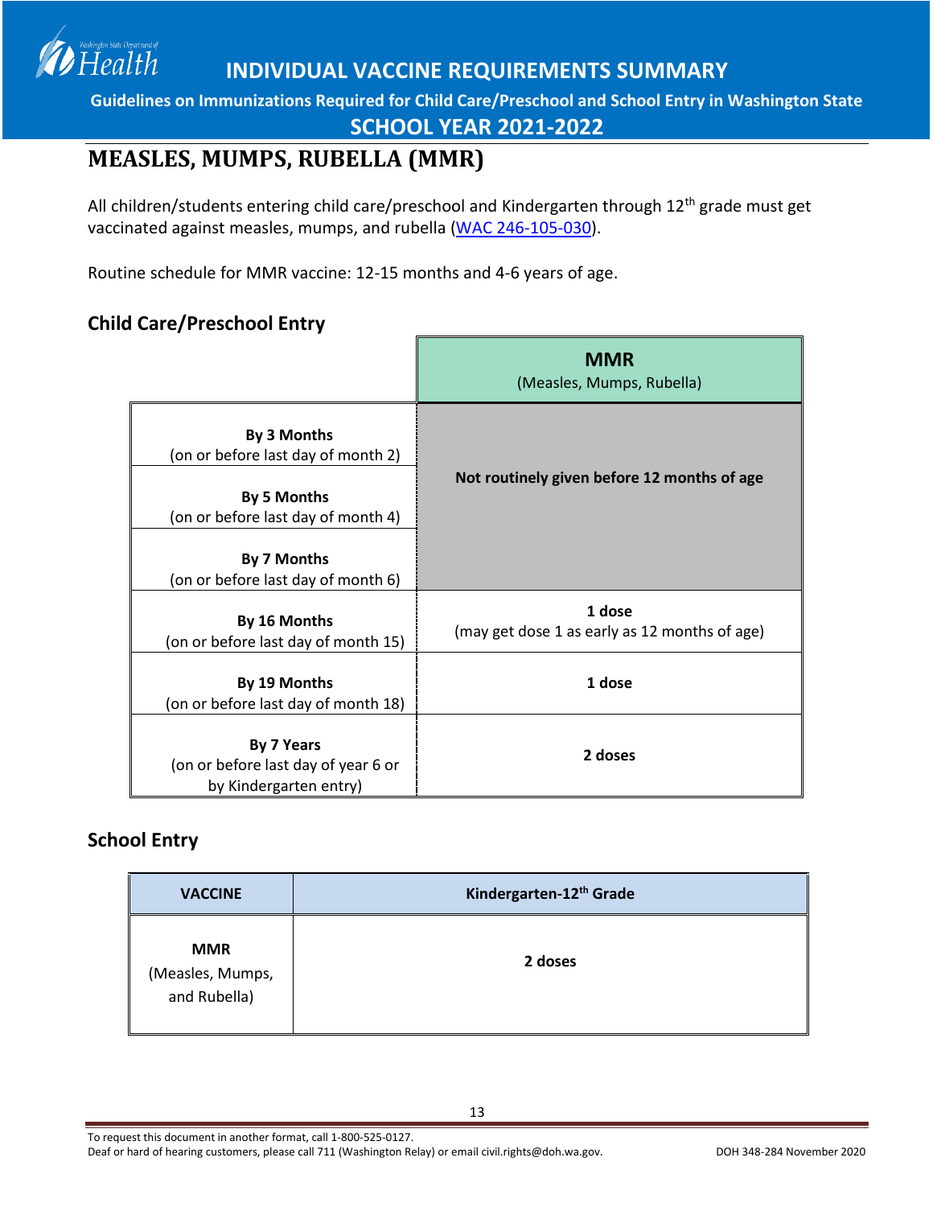# MEASLES, MUMPS, RUBELLA (MMR)

All children/students entering child care/preschool and Kindergarten through 12th grade must get vaccinated against measles, mumps, and rubella (WAC 246-105-030).

Routine schedule for MMR vaccine: 12-15 months and 4-6 years of age.

## Child Care/Preschool Entry

| | **MMR** (Measles, Mumps, Rubella) |
|---|---|
| **By 3 Months** (on or before last day of month 2) | **Not routinely given before 12 months of age** |
| **By 5 Months** (on or before last day of month 4) | |
| **By 7 Months** (on or before last day of month 6) | |
| **By 16 Months** (on or before last day of month 15) | **1 dose** (may get dose 1 as early as 12 months of age) |
| **By 19 Months** (on or before last day of month 18) | **1 dose** |
| **By 7 Years** (on or before last day of year 6 or by Kindergarten entry) | **2 doses** |

## School Entry

| VACCINE | Kindergarten-12th Grade |
|---|---|
| **MMR** (Measles, Mumps, and Rubella) | **2 doses** |

To request this document in another format, call 1-800-525-0127.
Deaf or hard of hearing customers, please call 711 (Washington Relay) or email civil.rights@doh.wa.gov.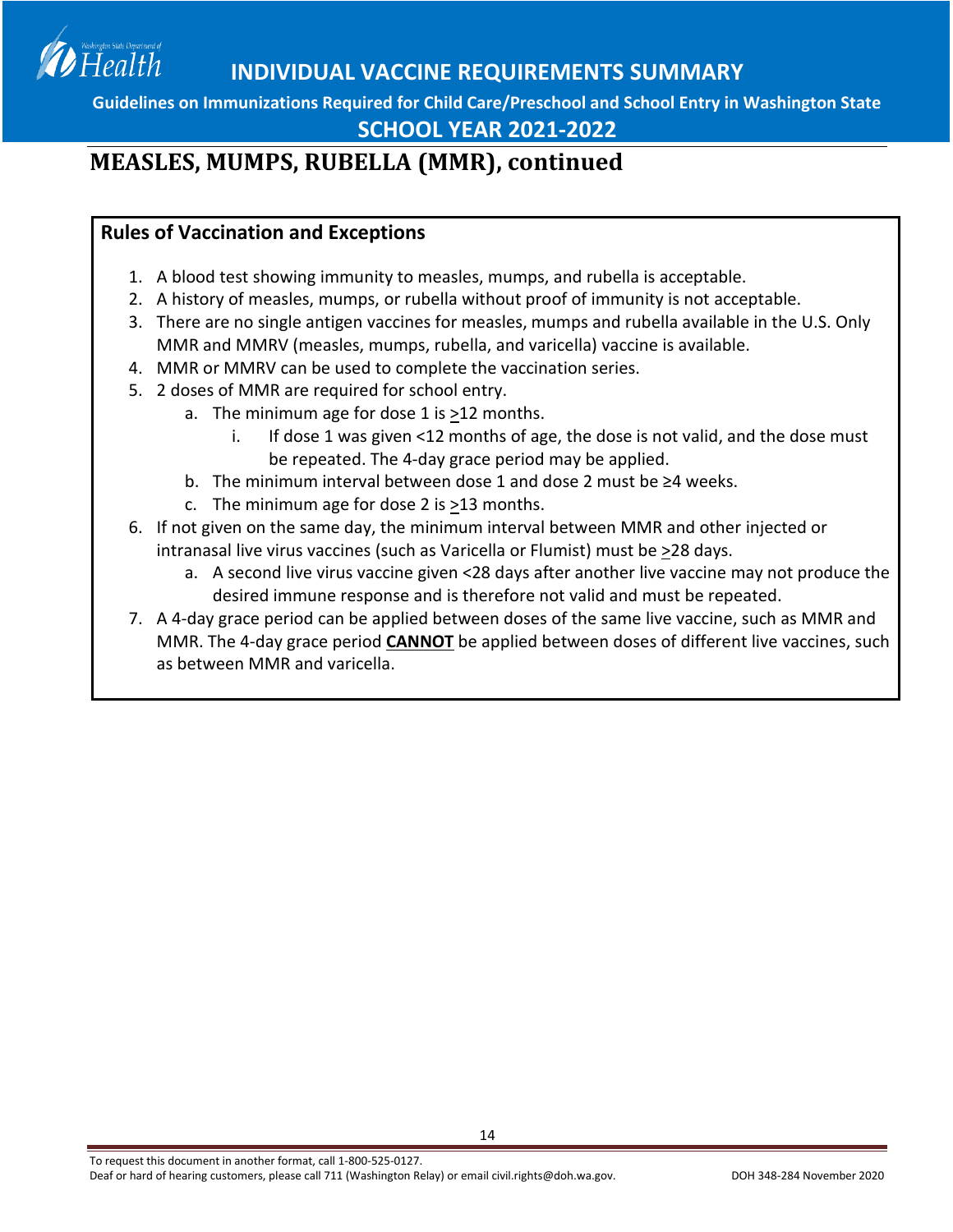# INDIVIDUAL VACCINE REQUIREMENTS SUMMARY

**Guidelines on Immunizations Required for Child Care/Preschool and School Entry in Washington State**

**SCHOOL YEAR 2021-2022**

## MEASLES, MUMPS, RUBELLA (MMR), continued

### Rules of Vaccination and Exceptions

1. A blood test showing immunity to measles, mumps, and rubella is acceptable.
2. A history of measles, mumps, or rubella without proof of immunity is not acceptable.
3. There are no single antigen vaccines for measles, mumps and rubella available in the U.S. Only MMR and MMRV (measles, mumps, rubella, and varicella) vaccine is available.
4. MMR or MMRV can be used to complete the vaccination series.
5. 2 doses of MMR are required for school entry.
   a. The minimum age for dose 1 is ≥12 months.
      i. If dose 1 was given <12 months of age, the dose is not valid, and the dose must be repeated. The 4-day grace period may be applied.
   b. The minimum interval between dose 1 and dose 2 must be ≥4 weeks.
   c. The minimum age for dose 2 is ≥13 months.
6. If not given on the same day, the minimum interval between MMR and other injected or intranasal live virus vaccines (such as Varicella or Flumist) must be ≥28 days.
   a. A second live virus vaccine given <28 days after another live vaccine may not produce the desired immune response and is therefore not valid and must be repeated.
7. A 4-day grace period can be applied between doses of the same live vaccine, such as MMR and MMR. The 4-day grace period **CANNOT** be applied between doses of different live vaccines, such as between MMR and varicella.

To request this document in another format, call 1-800-525-0127.
Deaf or hard of hearing customers, please call 711 (Washington Relay) or email civil.rights@doh.wa.gov.

DOH 348-284 November 2020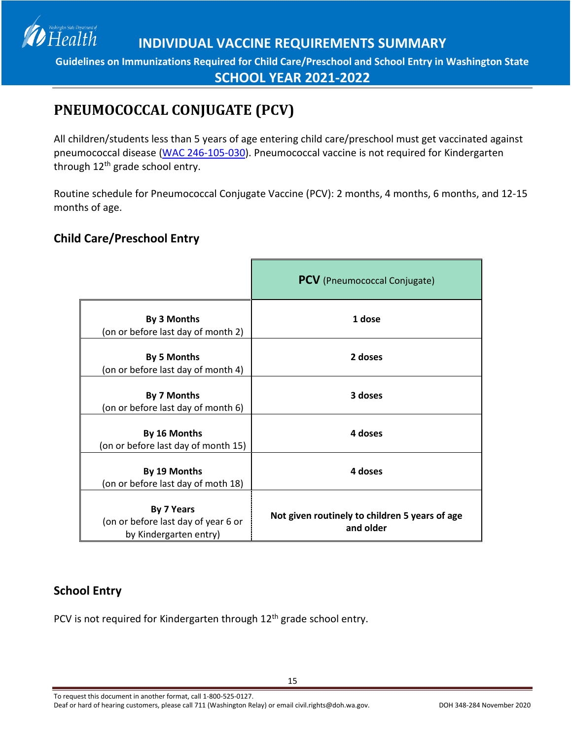## PNEUMOCOCCAL CONJUGATE (PCV)

All children/students less than 5 years of age entering child care/preschool must get vaccinated against pneumococcal disease (WAC 246-105-030). Pneumococcal vaccine is not required for Kindergarten through 12th grade school entry.

Routine schedule for Pneumococcal Conjugate Vaccine (PCV): 2 months, 4 months, 6 months, and 12-15 months of age.

### Child Care/Preschool Entry

| | **PCV** (Pneumococcal Conjugate) |
|---|---|
| **By 3 Months** (on or before last day of month 2) | **1 dose** |
| **By 5 Months** (on or before last day of month 4) | **2 doses** |
| **By 7 Months** (on or before last day of month 6) | **3 doses** |
| **By 16 Months** (on or before last day of month 15) | **4 doses** |
| **By 19 Months** (on or before last day of moth 18) | **4 doses** |
| **By 7 Years** (on or before last day of year 6 or by Kindergarten entry) | **Not given routinely to children 5 years of age and older** |

### School Entry

PCV is not required for Kindergarten through 12th grade school entry.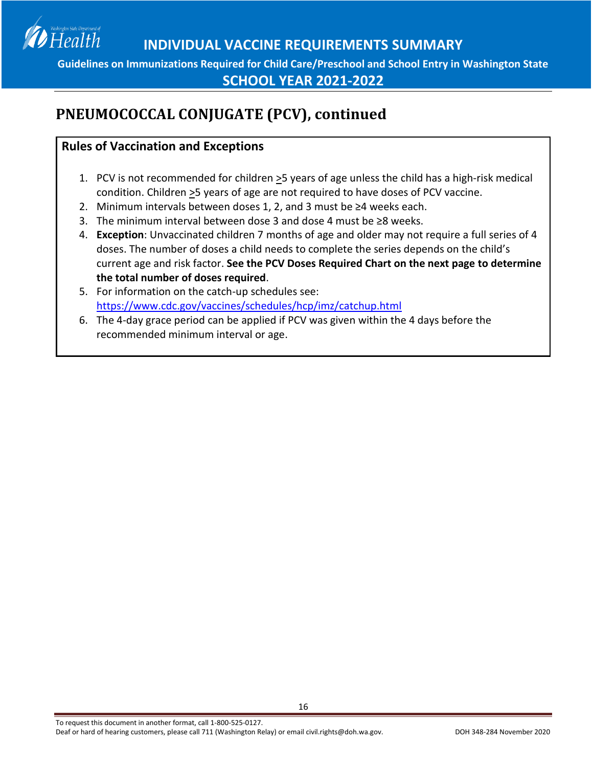# PNEUMOCOCCAL CONJUGATE (PCV), continued

**Rules of Vaccination and Exceptions**

1. PCV is not recommended for children ≥5 years of age unless the child has a high-risk medical condition. Children ≥5 years of age are not required to have doses of PCV vaccine.
2. Minimum intervals between doses 1, 2, and 3 must be ≥4 weeks each.
3. The minimum interval between dose 3 and dose 4 must be ≥8 weeks.
4. **Exception**: Unvaccinated children 7 months of age and older may not require a full series of 4 doses. The number of doses a child needs to complete the series depends on the child's current age and risk factor. **See the PCV Doses Required Chart on the next page to determine the total number of doses required**.
5. For information on the catch-up schedules see: https://www.cdc.gov/vaccines/schedules/hcp/imz/catchup.html
6. The 4-day grace period can be applied if PCV was given within the 4 days before the recommended minimum interval or age.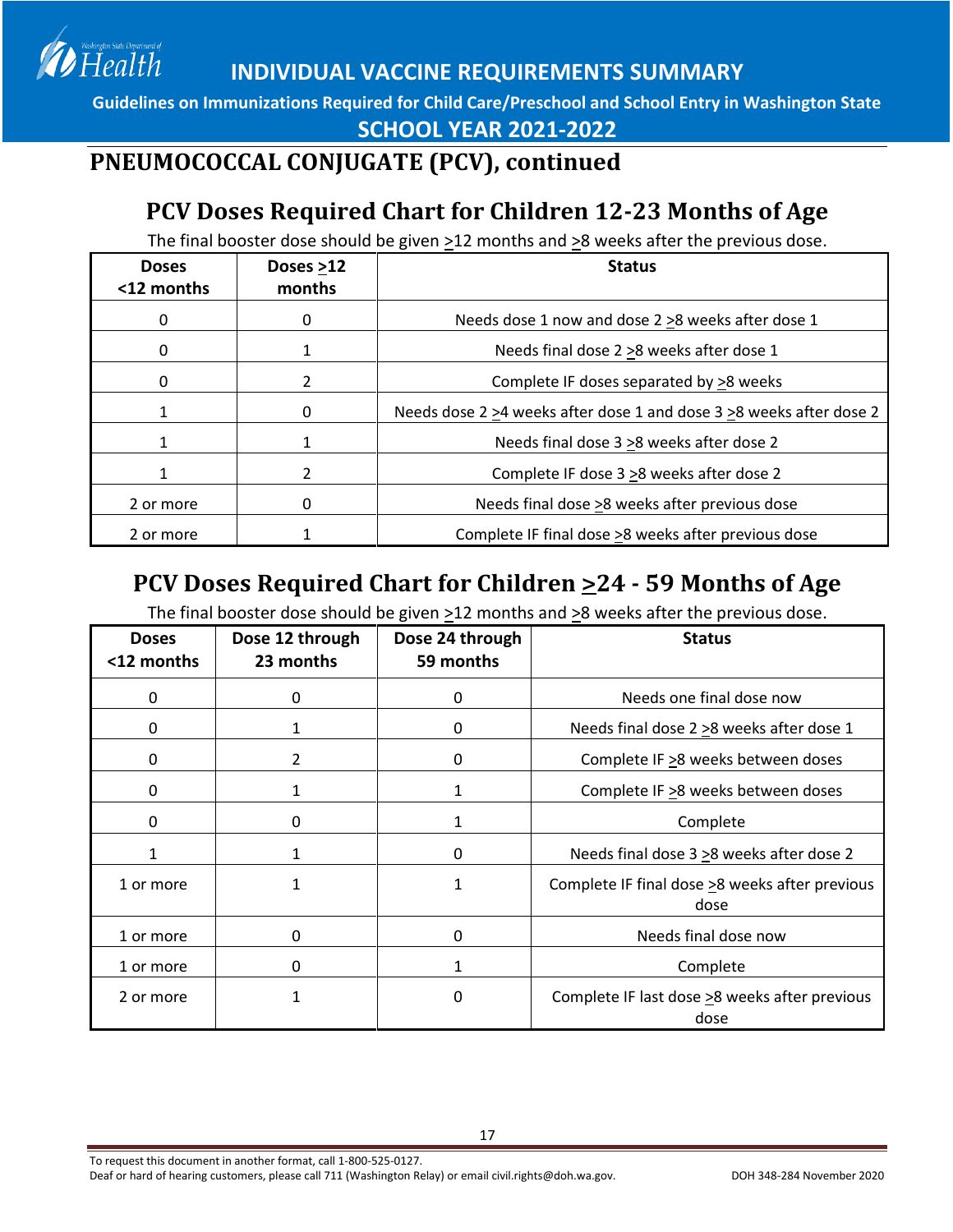# INDIVIDUAL VACCINE REQUIREMENTS SUMMARY

**Guidelines on Immunizations Required for Child Care/Preschool and School Entry in Washington State**

**SCHOOL YEAR 2021-2022**

## PNEUMOCOCCAL CONJUGATE (PCV), continued

### PCV Doses Required Chart for Children 12-23 Months of Age

The final booster dose should be given ≥12 months and ≥8 weeks after the previous dose.

| Doses <12 months | Doses ≥12 months | Status |
|---|---|---|
| 0 | 0 | Needs dose 1 now and dose 2 ≥8 weeks after dose 1 |
| 0 | 1 | Needs final dose 2 ≥8 weeks after dose 1 |
| 0 | 2 | Complete IF doses separated by ≥8 weeks |
| 1 | 0 | Needs dose 2 ≥4 weeks after dose 1 and dose 3 ≥8 weeks after dose 2 |
| 1 | 1 | Needs final dose 3 ≥8 weeks after dose 2 |
| 1 | 2 | Complete IF dose 3 ≥8 weeks after dose 2 |
| 2 or more | 0 | Needs final dose ≥8 weeks after previous dose |
| 2 or more | 1 | Complete IF final dose ≥8 weeks after previous dose |

### PCV Doses Required Chart for Children ≥24 - 59 Months of Age

The final booster dose should be given ≥12 months and ≥8 weeks after the previous dose.

| Doses <12 months | Dose 12 through 23 months | Dose 24 through 59 months | Status |
|---|---|---|---|
| 0 | 0 | 0 | Needs one final dose now |
| 0 | 1 | 0 | Needs final dose 2 ≥8 weeks after dose 1 |
| 0 | 2 | 0 | Complete IF ≥8 weeks between doses |
| 0 | 1 | 1 | Complete IF ≥8 weeks between doses |
| 0 | 0 | 1 | Complete |
| 1 | 1 | 0 | Needs final dose 3 ≥8 weeks after dose 2 |
| 1 or more | 1 | 1 | Complete IF final dose ≥8 weeks after previous dose |
| 1 or more | 0 | 0 | Needs final dose now |
| 1 or more | 0 | 1 | Complete |
| 2 or more | 1 | 0 | Complete IF last dose ≥8 weeks after previous dose |

To request this document in another format, call 1-800-525-0127.
Deaf or hard of hearing customers, please call 711 (Washington Relay) or email civil.rights@doh.wa.gov. DOH 348-284 November 2020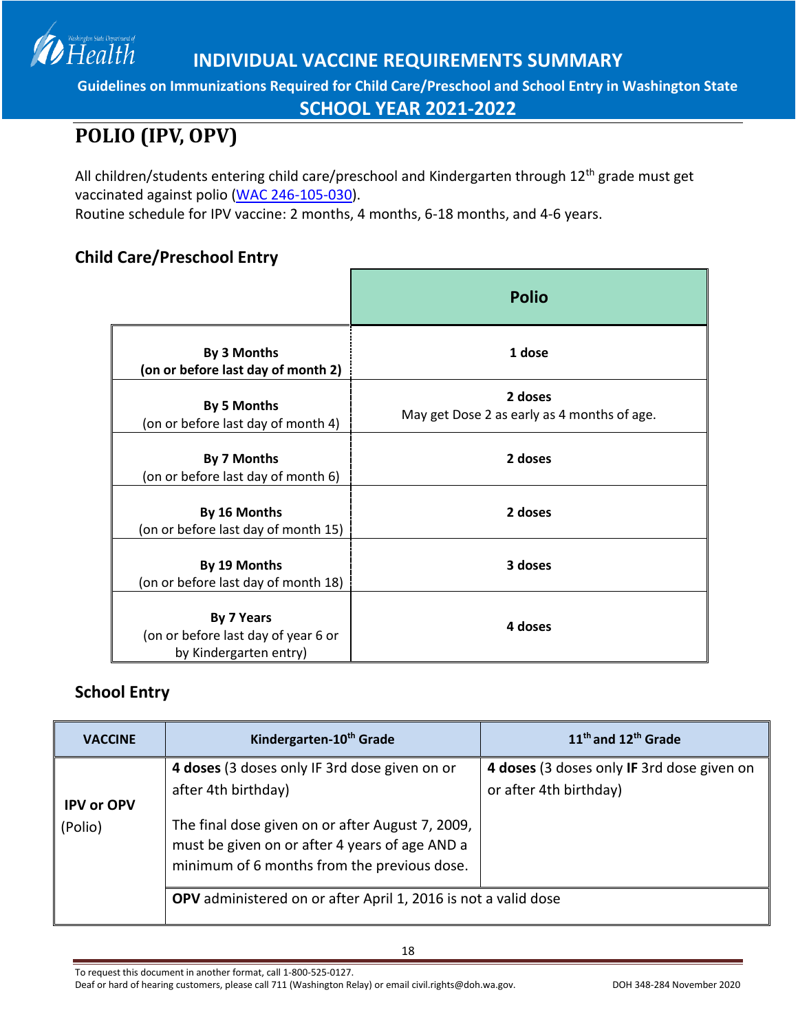# INDIVIDUAL VACCINE REQUIREMENTS SUMMARY

**Guidelines on Immunizations Required for Child Care/Preschool and School Entry in Washington State**

**SCHOOL YEAR 2021-2022**

## POLIO (IPV, OPV)

All children/students entering child care/preschool and Kindergarten through 12th grade must get vaccinated against polio (WAC 246-105-030).
Routine schedule for IPV vaccine: 2 months, 4 months, 6-18 months, and 4-6 years.

### Child Care/Preschool Entry

| | **Polio** |
|---|---|
| **By 3 Months** **(on or before last day of month 2)** | **1 dose** |
| **By 5 Months** (on or before last day of month 4) | **2 doses** May get Dose 2 as early as 4 months of age. |
| **By 7 Months** (on or before last day of month 6) | **2 doses** |
| **By 16 Months** (on or before last day of month 15) | **2 doses** |
| **By 19 Months** (on or before last day of month 18) | **3 doses** |
| **By 7 Years** (on or before last day of year 6 or by Kindergarten entry) | **4 doses** |

### School Entry

| VACCINE | Kindergarten-10th Grade | 11th and 12th Grade |
|---|---|---|
| **IPV or OPV** (Polio) | **4 doses** (3 doses only IF 3rd dose given on or after 4th birthday) The final dose given on or after August 7, 2009, must be given on or after 4 years of age AND a minimum of 6 months from the previous dose. | **4 doses** (3 doses only **IF** 3rd dose given on or after 4th birthday) |
| | **OPV** administered on or after April 1, 2016 is not a valid dose | |

To request this document in another format, call 1-800-525-0127.
Deaf or hard of hearing customers, please call 711 (Washington Relay) or email civil.rights@doh.wa.gov.

DOH 348-284 November 2020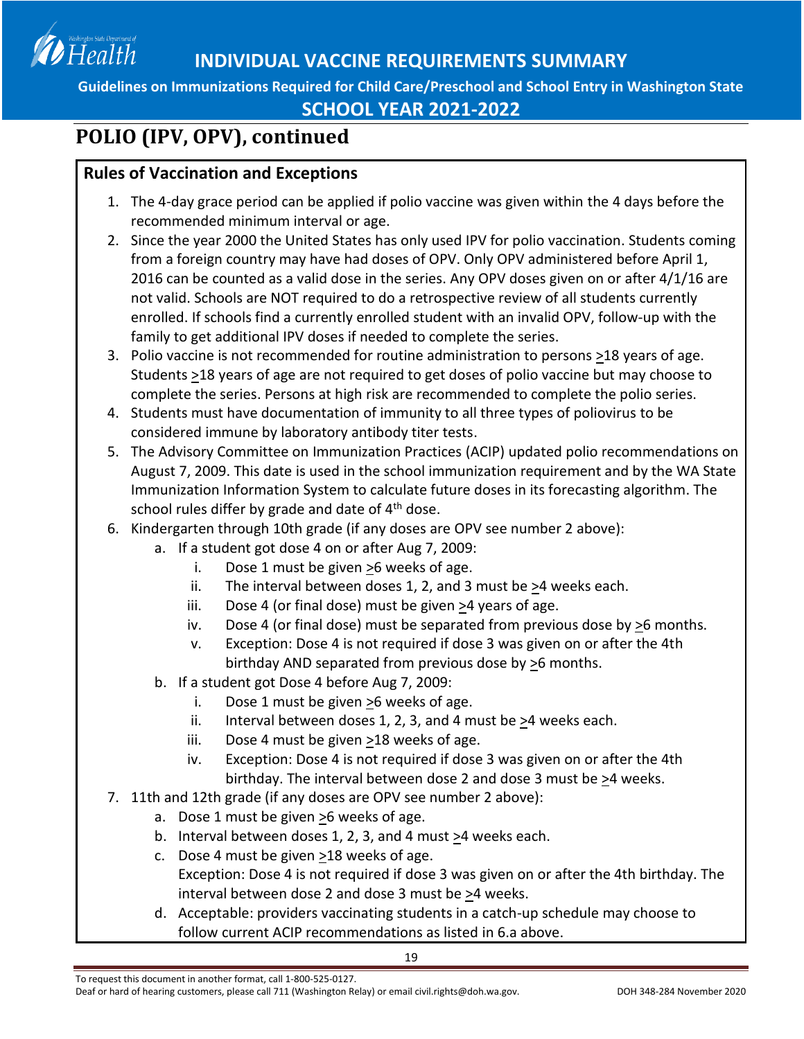# INDIVIDUAL VACCINE REQUIREMENTS SUMMARY

**Guidelines on Immunizations Required for Child Care/Preschool and School Entry in Washington State**

**SCHOOL YEAR 2021-2022**

## POLIO (IPV, OPV), continued

### Rules of Vaccination and Exceptions

1. The 4-day grace period can be applied if polio vaccine was given within the 4 days before the recommended minimum interval or age.
2. Since the year 2000 the United States has only used IPV for polio vaccination. Students coming from a foreign country may have had doses of OPV. Only OPV administered before April 1, 2016 can be counted as a valid dose in the series. Any OPV doses given on or after 4/1/16 are not valid. Schools are NOT required to do a retrospective review of all students currently enrolled. If schools find a currently enrolled student with an invalid OPV, follow-up with the family to get additional IPV doses if needed to complete the series.
3. Polio vaccine is not recommended for routine administration to persons ≥18 years of age. Students ≥18 years of age are not required to get doses of polio vaccine but may choose to complete the series. Persons at high risk are recommended to complete the polio series.
4. Students must have documentation of immunity to all three types of poliovirus to be considered immune by laboratory antibody titer tests.
5. The Advisory Committee on Immunization Practices (ACIP) updated polio recommendations on August 7, 2009. This date is used in the school immunization requirement and by the WA State Immunization Information System to calculate future doses in its forecasting algorithm. The school rules differ by grade and date of 4th dose.
6. Kindergarten through 10th grade (if any doses are OPV see number 2 above):
   a. If a student got dose 4 on or after Aug 7, 2009:
      i. Dose 1 must be given ≥6 weeks of age.
      ii. The interval between doses 1, 2, and 3 must be ≥4 weeks each.
      iii. Dose 4 (or final dose) must be given ≥4 years of age.
      iv. Dose 4 (or final dose) must be separated from previous dose by ≥6 months.
      v. Exception: Dose 4 is not required if dose 3 was given on or after the 4th birthday AND separated from previous dose by ≥6 months.
   b. If a student got Dose 4 before Aug 7, 2009:
      i. Dose 1 must be given ≥6 weeks of age.
      ii. Interval between doses 1, 2, 3, and 4 must be ≥4 weeks each.
      iii. Dose 4 must be given ≥18 weeks of age.
      iv. Exception: Dose 4 is not required if dose 3 was given on or after the 4th birthday. The interval between dose 2 and dose 3 must be ≥4 weeks.
7. 11th and 12th grade (if any doses are OPV see number 2 above):
   a. Dose 1 must be given ≥6 weeks of age.
   b. Interval between doses 1, 2, 3, and 4 must ≥4 weeks each.
   c. Dose 4 must be given ≥18 weeks of age.
      Exception: Dose 4 is not required if dose 3 was given on or after the 4th birthday. The interval between dose 2 and dose 3 must be ≥4 weeks.
   d. Acceptable: providers vaccinating students in a catch-up schedule may choose to follow current ACIP recommendations as listed in 6.a above.

To request this document in another format, call 1-800-525-0127.
Deaf or hard of hearing customers, please call 711 (Washington Relay) or email civil.rights@doh.wa.gov.

DOH 348-284 November 2020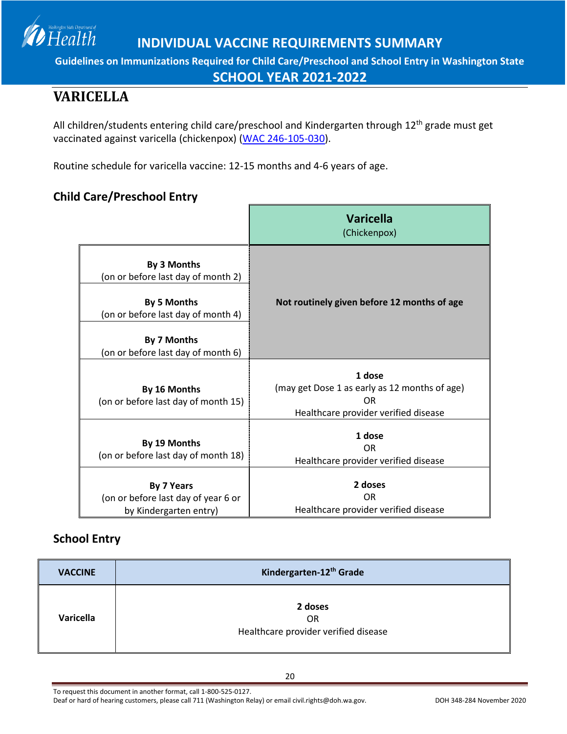# INDIVIDUAL VACCINE REQUIREMENTS SUMMARY

**Guidelines on Immunizations Required for Child Care/Preschool and School Entry in Washington State**

## SCHOOL YEAR 2021-2022

## VARICELLA

All children/students entering child care/preschool and Kindergarten through 12th grade must get vaccinated against varicella (chickenpox) (WAC 246-105-030).

Routine schedule for varicella vaccine: 12-15 months and 4-6 years of age.

### Child Care/Preschool Entry

| | **Varicella** (Chickenpox) |
|---|---|
| **By 3 Months** (on or before last day of month 2) | **Not routinely given before 12 months of age** |
| **By 5 Months** (on or before last day of month 4) | |
| **By 7 Months** (on or before last day of month 6) | |
| **By 16 Months** (on or before last day of month 15) | **1 dose** (may get Dose 1 as early as 12 months of age) OR Healthcare provider verified disease |
| **By 19 Months** (on or before last day of month 18) | **1 dose** OR Healthcare provider verified disease |
| **By 7 Years** (on or before last day of year 6 or by Kindergarten entry) | **2 doses** OR Healthcare provider verified disease |

### School Entry

| **VACCINE** | **Kindergarten-12th Grade** |
|---|---|
| **Varicella** | **2 doses** OR Healthcare provider verified disease |

To request this document in another format, call 1-800-525-0127.
Deaf or hard of hearing customers, please call 711 (Washington Relay) or email civil.rights@doh.wa.gov.

DOH 348-284 November 2020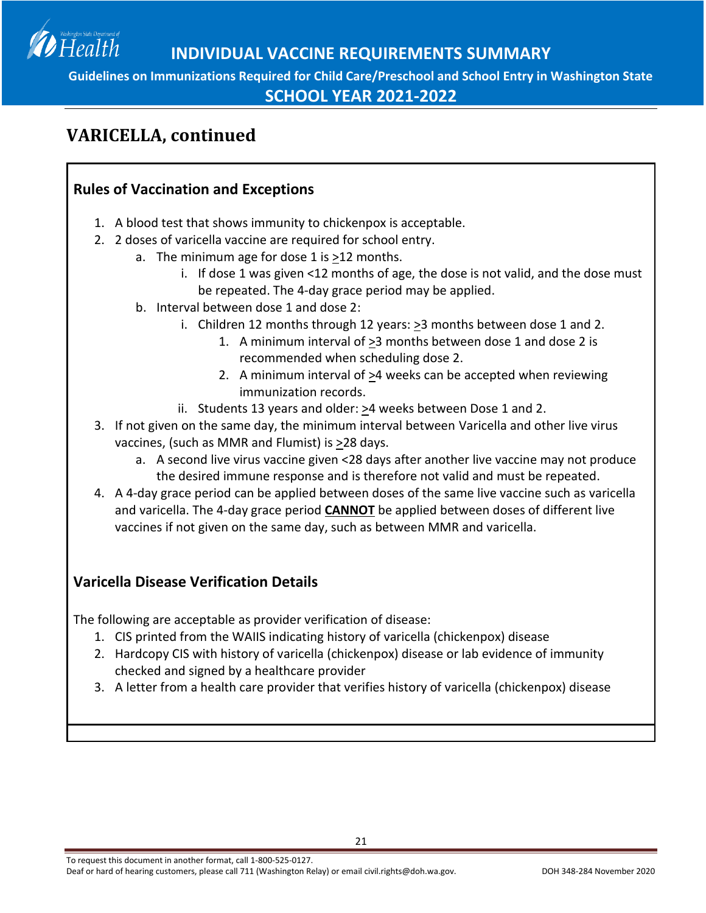## VARICELLA, continued

### Rules of Vaccination and Exceptions

1. A blood test that shows immunity to chickenpox is acceptable.
2. 2 doses of varicella vaccine are required for school entry.
    a. The minimum age for dose 1 is ≥12 months.
        i. If dose 1 was given <12 months of age, the dose is not valid, and the dose must be repeated. The 4-day grace period may be applied.
    b. Interval between dose 1 and dose 2:
        i. Children 12 months through 12 years: ≥3 months between dose 1 and 2.
            1. A minimum interval of ≥3 months between dose 1 and dose 2 is recommended when scheduling dose 2.
            2. A minimum interval of ≥4 weeks can be accepted when reviewing immunization records.
        ii. Students 13 years and older: ≥4 weeks between Dose 1 and 2.
3. If not given on the same day, the minimum interval between Varicella and other live virus vaccines, (such as MMR and Flumist) is ≥28 days.
    a. A second live virus vaccine given <28 days after another live vaccine may not produce the desired immune response and is therefore not valid and must be repeated.
4. A 4-day grace period can be applied between doses of the same live vaccine such as varicella and varicella. The 4-day grace period **CANNOT** be applied between doses of different live vaccines if not given on the same day, such as between MMR and varicella.

### Varicella Disease Verification Details

The following are acceptable as provider verification of disease:

1. CIS printed from the WAIIS indicating history of varicella (chickenpox) disease
2. Hardcopy CIS with history of varicella (chickenpox) disease or lab evidence of immunity checked and signed by a healthcare provider
3. A letter from a health care provider that verifies history of varicella (chickenpox) disease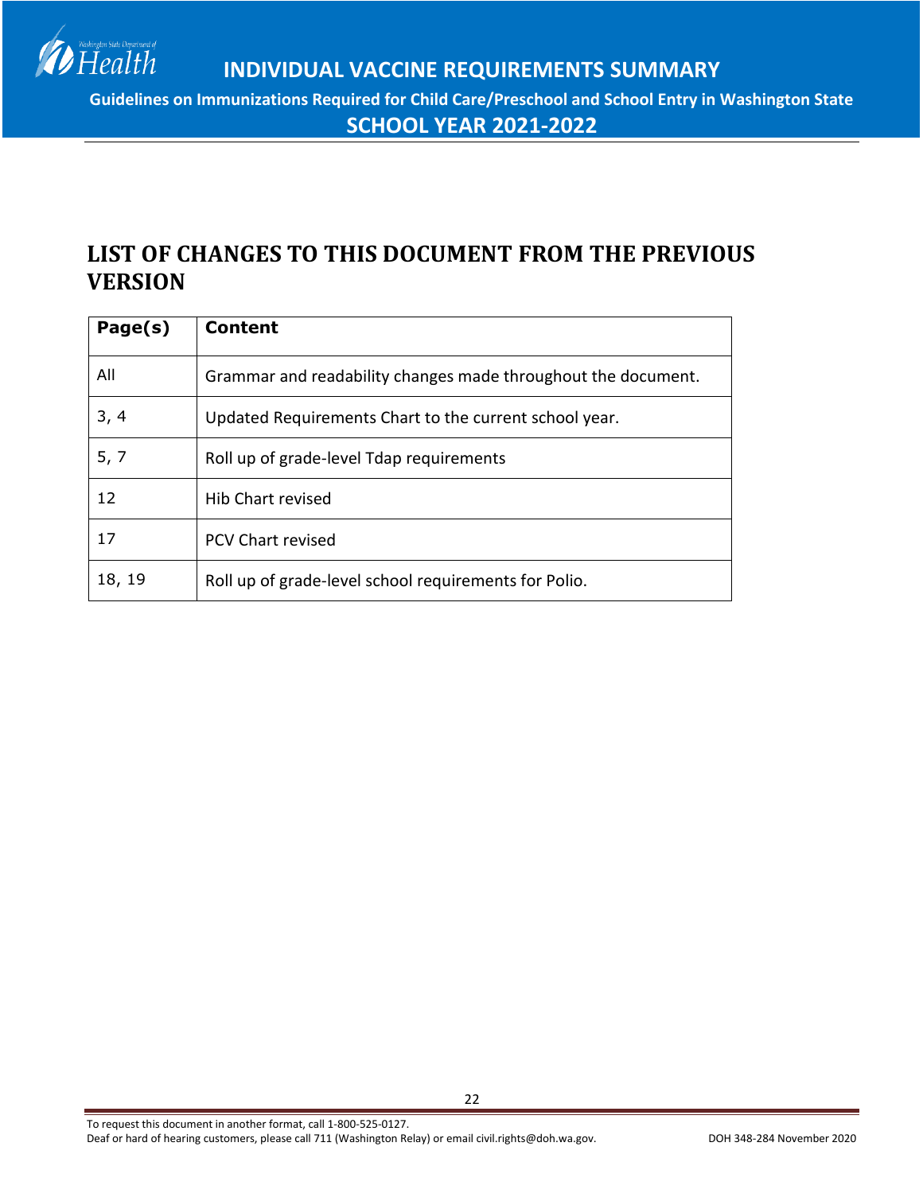## LIST OF CHANGES TO THIS DOCUMENT FROM THE PREVIOUS VERSION

| Page(s) | Content |
|---|---|
| All | Grammar and readability changes made throughout the document. |
| 3, 4 | Updated Requirements Chart to the current school year. |
| 5, 7 | Roll up of grade-level Tdap requirements |
| 12 | Hib Chart revised |
| 17 | PCV Chart revised |
| 18, 19 | Roll up of grade-level school requirements for Polio. |

To request this document in another format, call 1-800-525-0127.
Deaf or hard of hearing customers, please call 711 (Washington Relay) or email civil.rights@doh.wa.gov.

DOH 348-284 November 2020